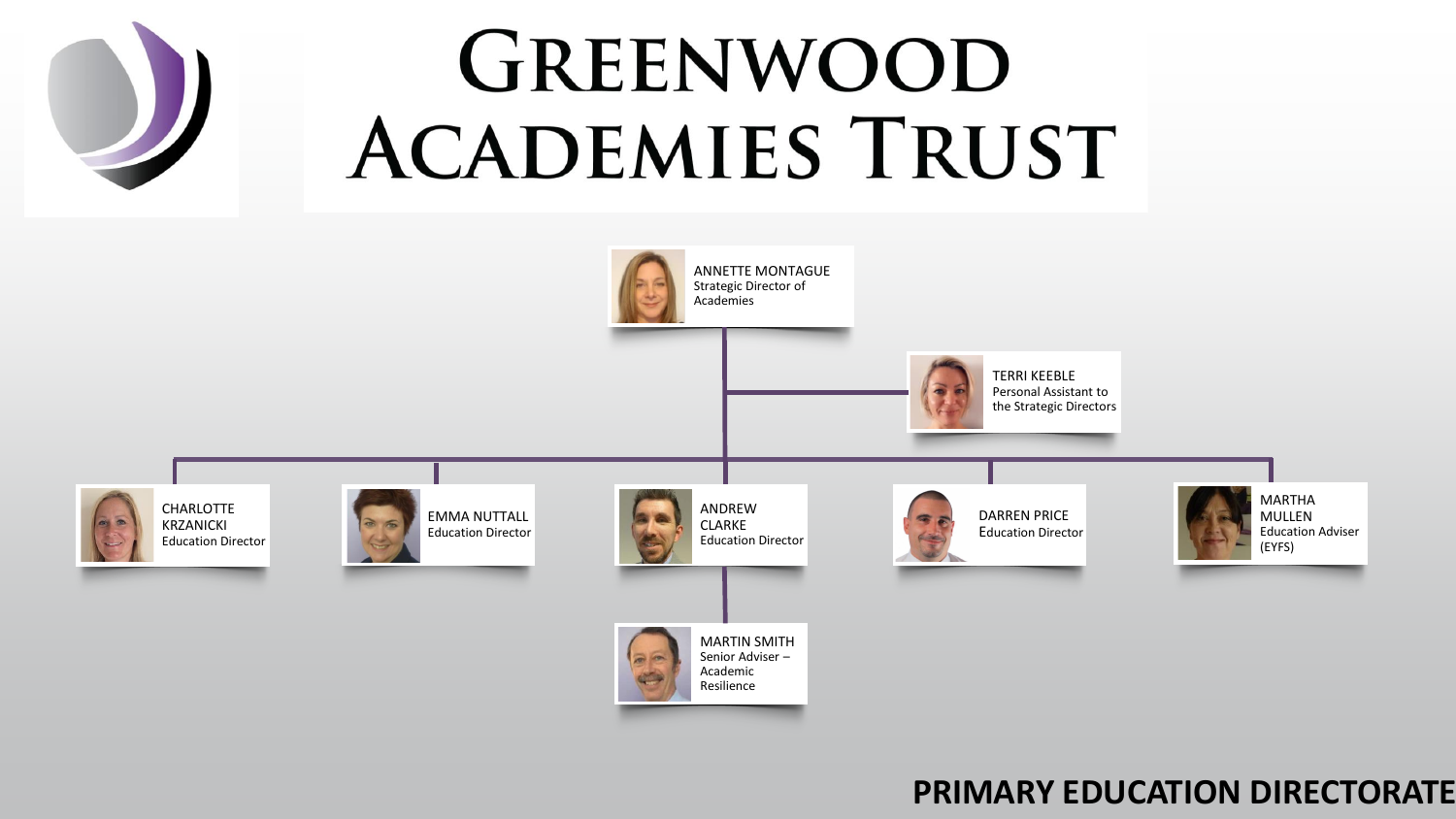# Greenwood Academies Trust

**ANNETTE MONTAGUE**
Strategic Director of Academies

**TERRI KEEBLE**
Personal Assistant to the Strategic Directors

**CHARLOTTE KRZANICKI**
Education Director

**EMMA NUTTALL**
Education Director

**ANDREW CLARKE**
Education Director

**DARREN PRICE**
Education Director

**MARTHA MULLEN**
Education Adviser (EYFS)

**MARTIN SMITH**
Senior Adviser – Academic Resilience

## PRIMARY EDUCATION DIRECTORATE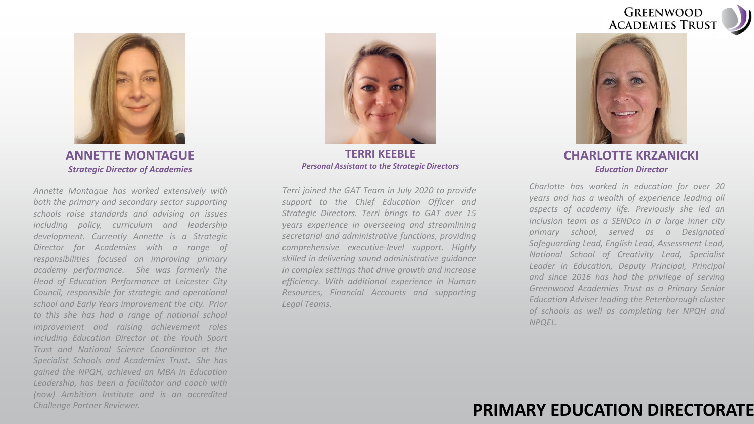## ANNETTE MONTAGUE

***Strategic Director of Academies***

*Annette Montague has worked extensively with both the primary and secondary sector supporting schools raise standards and advising on issues including policy, curriculum and leadership development. Currently Annette is a Strategic Director for Academies with a range of responsibilities focused on improving primary academy performance. She was formerly the Head of Education Performance at Leicester City Council, responsible for strategic and operational school and Early Years improvement the city. Prior to this she has had a range of national school improvement and raising achievement roles including Education Director at the Youth Sport Trust and National Science Coordinator at the Specialist Schools and Academies Trust. She has gained the NPQH, achieved an MBA in Education Leadership, has been a facilitator and coach with (now) Ambition Institute and is an accredited Challenge Partner Reviewer.*

## TERRI KEEBLE

***Personal Assistant to the Strategic Directors***

*Terri joined the GAT Team in July 2020 to provide support to the Chief Education Officer and Strategic Directors. Terri brings to GAT over 15 years experience in overseeing and streamlining secretarial and administrative functions, providing comprehensive executive-level support. Highly skilled in delivering sound administrative guidance in complex settings that drive growth and increase efficiency. With additional experience in Human Resources, Financial Accounts and supporting Legal Teams.*

## CHARLOTTE KRZANICKI

***Education Director***

*Charlotte has worked in education for over 20 years and has a wealth of experience leading all aspects of academy life. Previously she led an inclusion team as a SENDco in a large inner city primary school, served as a Designated Safeguarding Lead, English Lead, Assessment Lead, National School of Creativity Lead, Specialist Leader in Education, Deputy Principal, Principal and since 2016 has had the privilege of serving Greenwood Academies Trust as a Primary Senior Education Adviser leading the Peterborough cluster of schools as well as completing her NPQH and NPQEL.*

# PRIMARY EDUCATION DIRECTORATE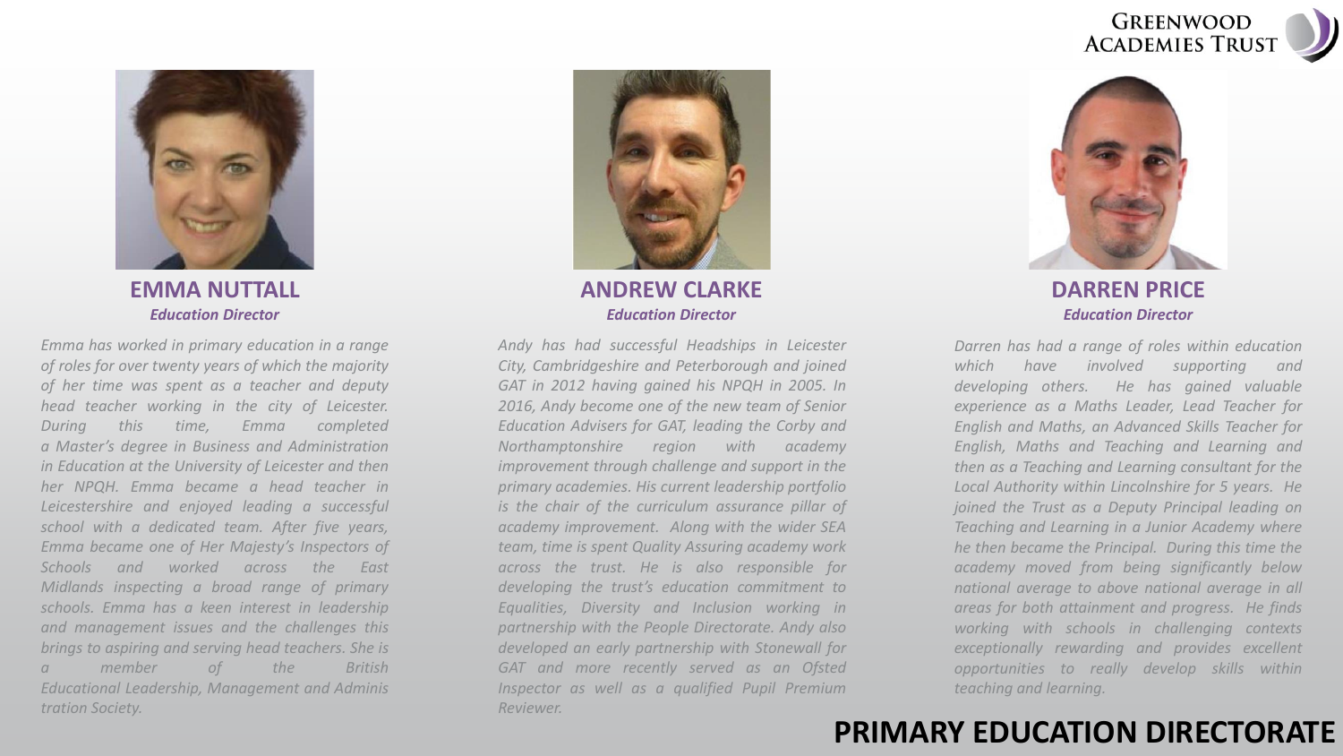# PRIMARY EDUCATION DIRECTORATE

## EMMA NUTTALL

***Education Director***

*Emma has worked in primary education in a range of roles for over twenty years of which the majority of her time was spent as a teacher and deputy head teacher working in the city of Leicester. During this time, Emma completed a Master's degree in Business and Administration in Education at the University of Leicester and then her NPQH. Emma became a head teacher in Leicestershire and enjoyed leading a successful school with a dedicated team. After five years, Emma became one of Her Majesty's Inspectors of Schools and worked across the East Midlands inspecting a broad range of primary schools. Emma has a keen interest in leadership and management issues and the challenges this brings to aspiring and serving head teachers. She is a member of the British Educational Leadership, Management and Administration Society.*

## ANDREW CLARKE

***Education Director***

*Andy has had successful Headships in Leicester City, Cambridgeshire and Peterborough and joined GAT in 2012 having gained his NPQH in 2005. In 2016, Andy become one of the new team of Senior Education Advisers for GAT, leading the Corby and Northamptonshire region with academy improvement through challenge and support in the primary academies. His current leadership portfolio is the chair of the curriculum assurance pillar of academy improvement. Along with the wider SEA team, time is spent Quality Assuring academy work across the trust. He is also responsible for developing the trust's education commitment to Equalities, Diversity and Inclusion working in partnership with the People Directorate. Andy also developed an early partnership with Stonewall for GAT and more recently served as an Ofsted Inspector as well as a qualified Pupil Premium Reviewer.*

## DARREN PRICE

***Education Director***

*Darren has had a range of roles within education which have involved supporting and developing others. He has gained valuable experience as a Maths Leader, Lead Teacher for English and Maths, an Advanced Skills Teacher for English, Maths and Teaching and Learning and then as a Teaching and Learning consultant for the Local Authority within Lincolnshire for 5 years. He joined the Trust as a Deputy Principal leading on Teaching and Learning in a Junior Academy where he then became the Principal. During this time the academy moved from being significantly below national average to above national average in all areas for both attainment and progress. He finds working with schools in challenging contexts exceptionally rewarding and provides excellent opportunities to really develop skills within teaching and learning.*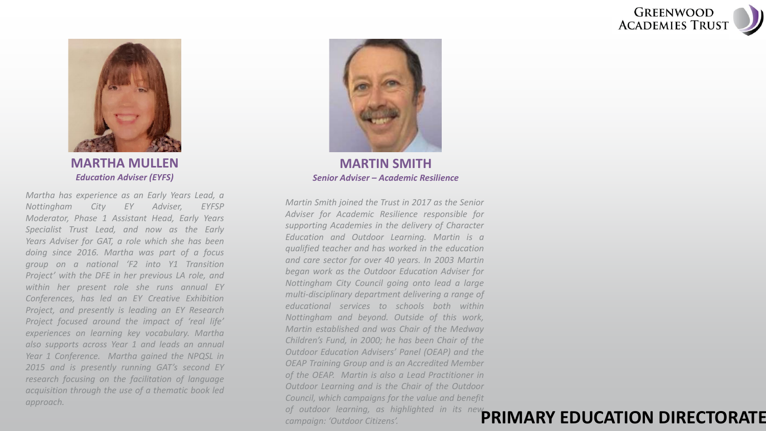## MARTHA MULLEN

***Education Adviser (EYFS)***

*Martha has experience as an Early Years Lead, a Nottingham City EY Adviser, EYFSP Moderator, Phase 1 Assistant Head, Early Years Specialist Trust Lead, and now as the Early Years Adviser for GAT, a role which she has been doing since 2016. Martha was part of a focus group on a national 'F2 into Y1 Transition Project' with the DFE in her previous LA role, and within her present role she runs annual EY Conferences, has led an EY Creative Exhibition Project, and presently is leading an EY Research Project focused around the impact of 'real life' experiences on learning key vocabulary. Martha also supports across Year 1 and leads an annual Year 1 Conference. Martha gained the NPQSL in 2015 and is presently running GAT's second EY research focusing on the facilitation of language acquisition through the use of a thematic book led approach.*

## MARTIN SMITH

***Senior Adviser – Academic Resilience***

*Martin Smith joined the Trust in 2017 as the Senior Adviser for Academic Resilience responsible for supporting Academies in the delivery of Character Education and Outdoor Learning. Martin is a qualified teacher and has worked in the education and care sector for over 40 years. In 2003 Martin began work as the Outdoor Education Adviser for Nottingham City Council going onto lead a large multi-disciplinary department delivering a range of educational services to schools both within Nottingham and beyond. Outside of this work, Martin established and was Chair of the Medway Children's Fund, in 2000; he has been Chair of the Outdoor Education Advisers' Panel (OEAP) and the OEAP Training Group and is an Accredited Member of the OEAP. Martin is also a Lead Practitioner in Outdoor Learning and is the Chair of the Outdoor Council, which campaigns for the value and benefit of outdoor learning, as highlighted in its new campaign: 'Outdoor Citizens'.*

**PRIMARY EDUCATION DIRECTORATE**